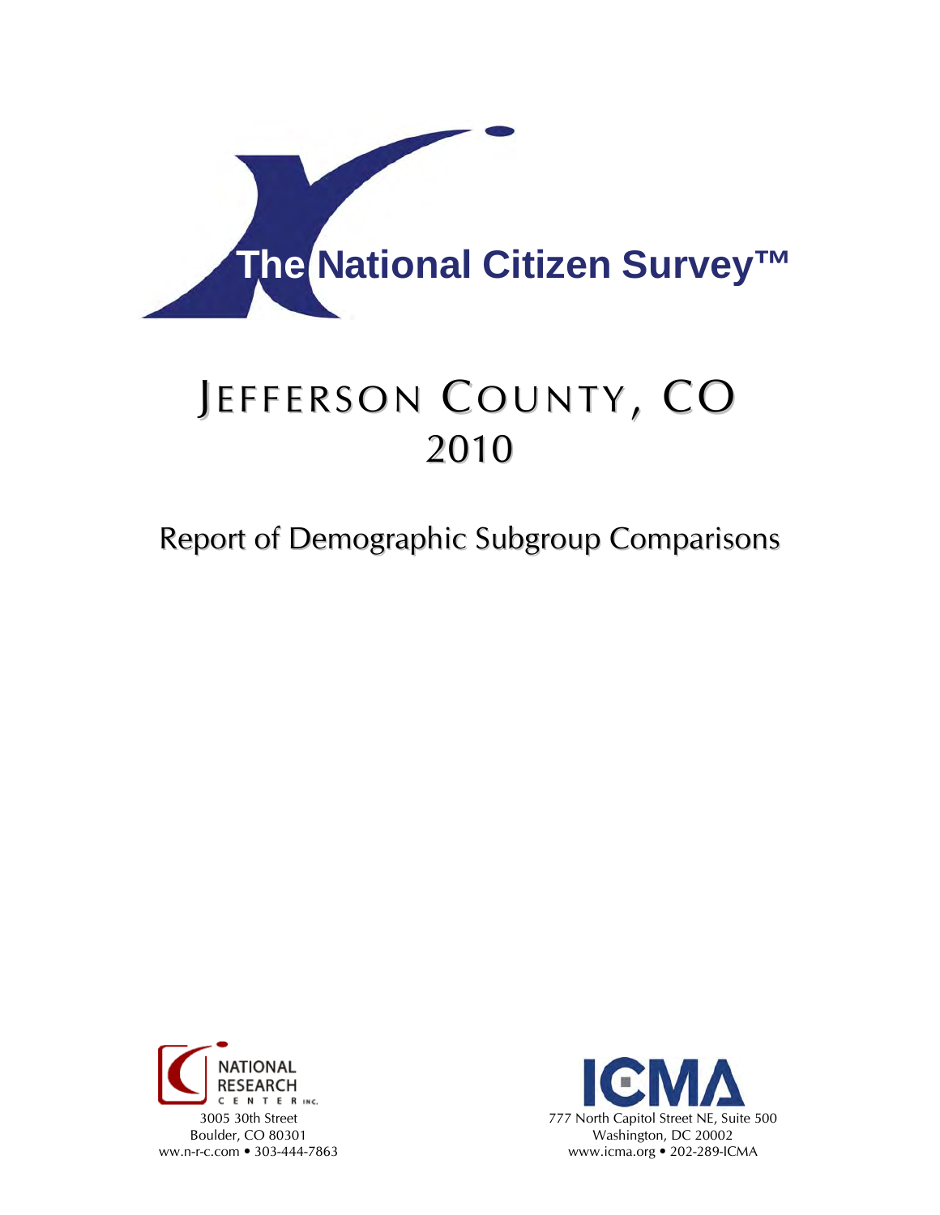# The National Citizen Survey™

# JEFFERSON COUNTY, CO
## 2010

## Report of Demographic Subgroup Comparisons

NATIONAL RESEARCH CENTER INC.
3005 30th Street
Boulder, CO 80301
ww.n-r-c.com • 303-444-7863

ICMA
777 North Capitol Street NE, Suite 500
Washington, DC 20002
www.icma.org • 202-289-ICMA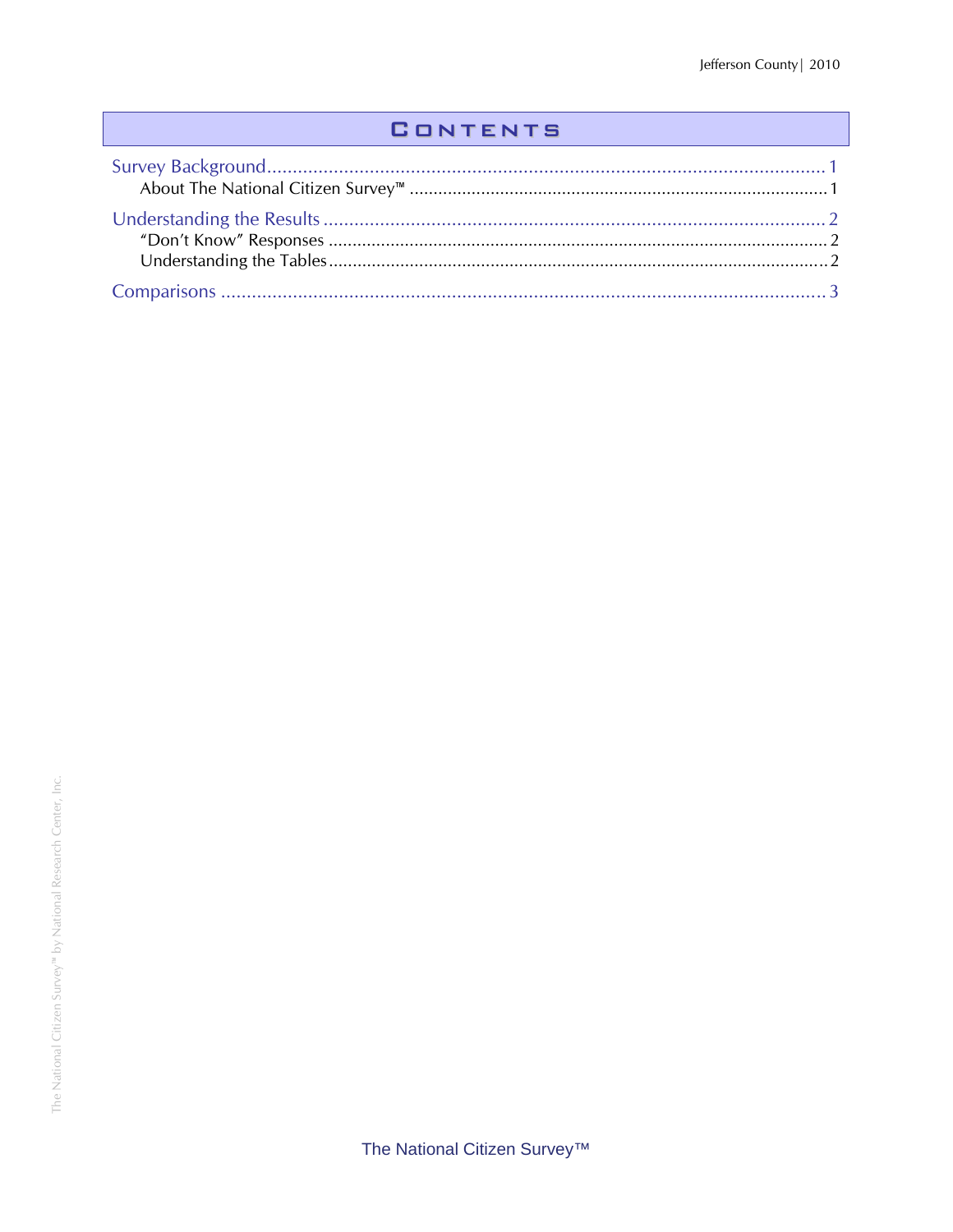# Contents

Survey Background ........................................................................................................ 1
  About The National Citizen Survey™ ........................................................................... 1

Understanding the Results ............................................................................................. 2
  "Don't Know" Responses ............................................................................................. 2
  Understanding the Tables ............................................................................................ 2

Comparisons ..................................................................................................................... 3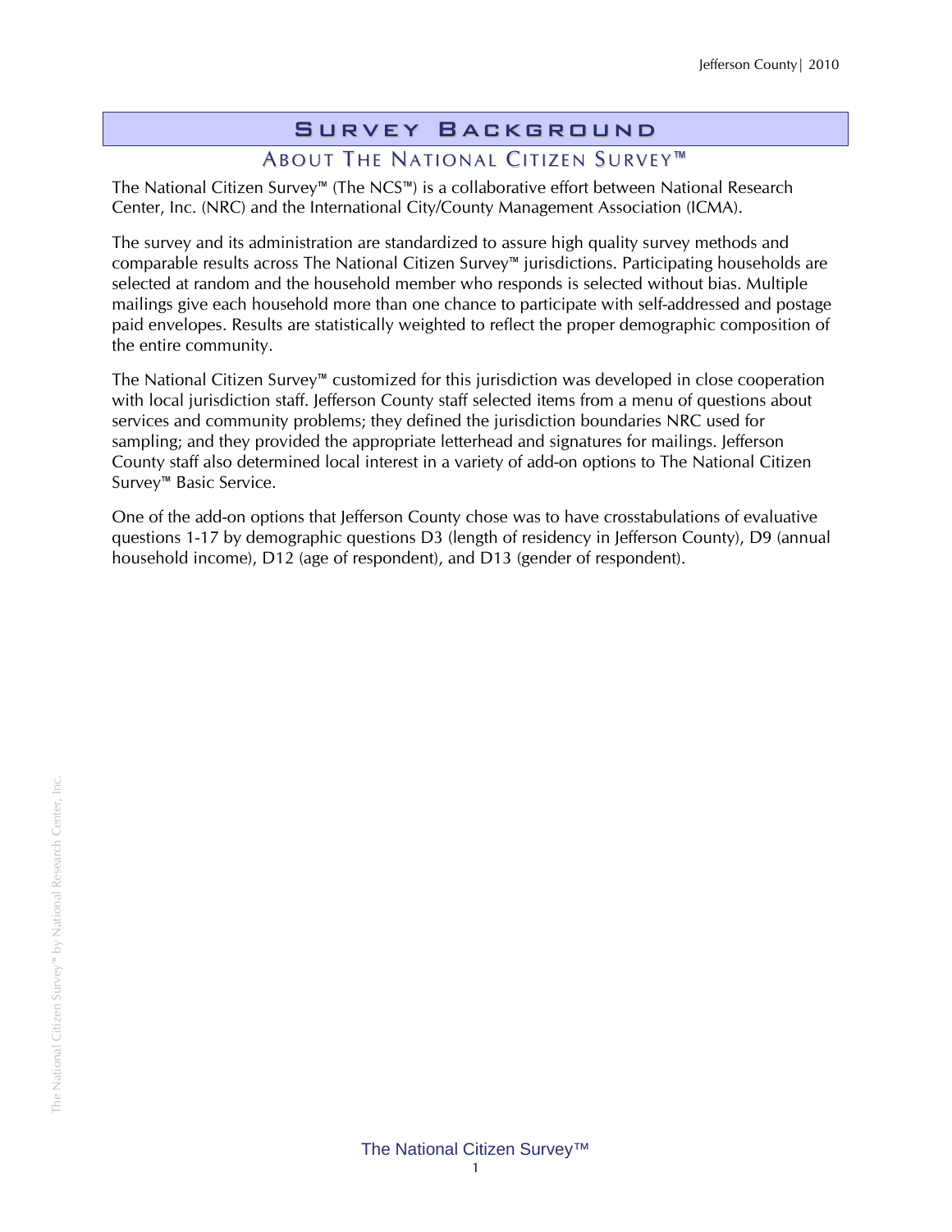# Survey Background

## About The National Citizen Survey™

The National Citizen Survey™ (The NCS™) is a collaborative effort between National Research Center, Inc. (NRC) and the International City/County Management Association (ICMA).

The survey and its administration are standardized to assure high quality survey methods and comparable results across The National Citizen Survey™ jurisdictions. Participating households are selected at random and the household member who responds is selected without bias. Multiple mailings give each household more than one chance to participate with self-addressed and postage paid envelopes. Results are statistically weighted to reflect the proper demographic composition of the entire community.

The National Citizen Survey™ customized for this jurisdiction was developed in close cooperation with local jurisdiction staff. Jefferson County staff selected items from a menu of questions about services and community problems; they defined the jurisdiction boundaries NRC used for sampling; and they provided the appropriate letterhead and signatures for mailings. Jefferson County staff also determined local interest in a variety of add-on options to The National Citizen Survey™ Basic Service.

One of the add-on options that Jefferson County chose was to have crosstabulations of evaluative questions 1-17 by demographic questions D3 (length of residency in Jefferson County), D9 (annual household income), D12 (age of respondent), and D13 (gender of respondent).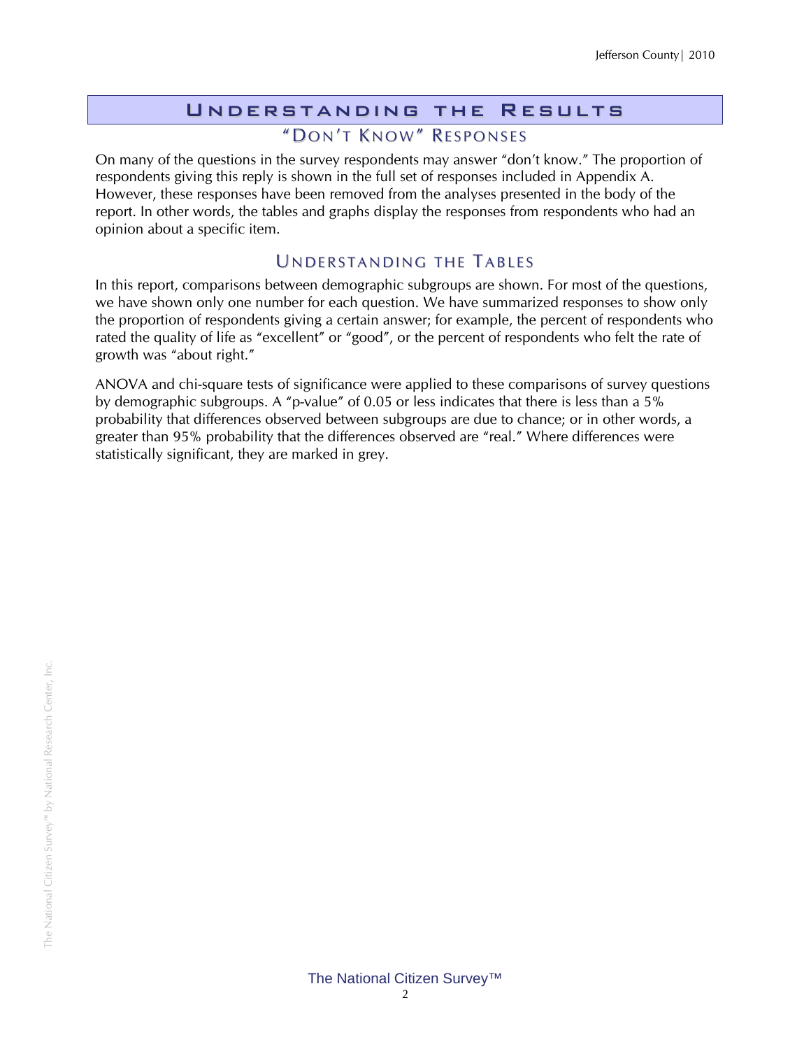# Understanding the Results

## "Don't Know" Responses

On many of the questions in the survey respondents may answer "don't know." The proportion of respondents giving this reply is shown in the full set of responses included in Appendix A. However, these responses have been removed from the analyses presented in the body of the report. In other words, the tables and graphs display the responses from respondents who had an opinion about a specific item.

## Understanding the Tables

In this report, comparisons between demographic subgroups are shown. For most of the questions, we have shown only one number for each question. We have summarized responses to show only the proportion of respondents giving a certain answer; for example, the percent of respondents who rated the quality of life as "excellent" or "good", or the percent of respondents who felt the rate of growth was "about right."

ANOVA and chi-square tests of significance were applied to these comparisons of survey questions by demographic subgroups. A "p-value" of 0.05 or less indicates that there is less than a 5% probability that differences observed between subgroups are due to chance; or in other words, a greater than 95% probability that the differences observed are "real." Where differences were statistically significant, they are marked in grey.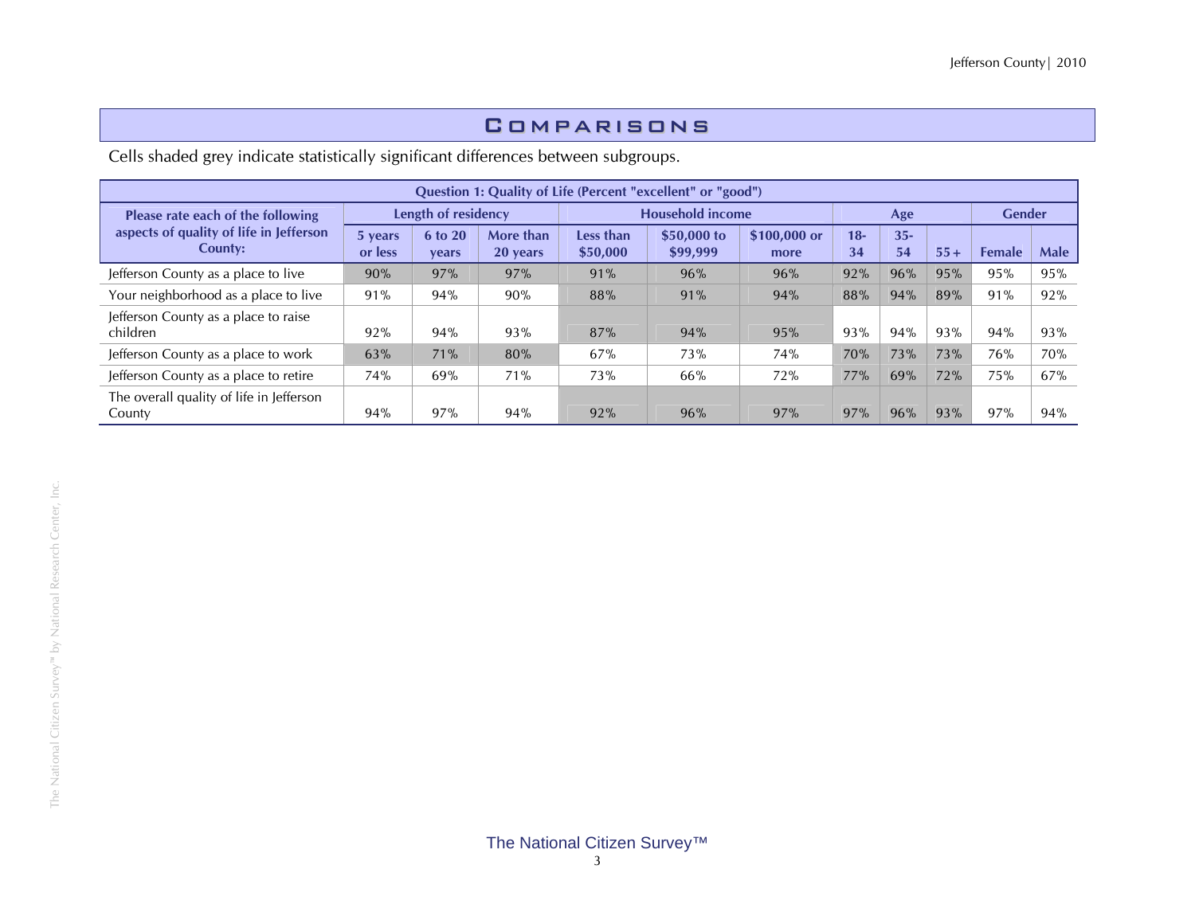## Comparisons

Cells shaded grey indicate statistically significant differences between subgroups.

| Question 1: Quality of Life (Percent "excellent" or "good") | | | | | | | | | | | |
|---|---|---|---|---|---|---|---|---|---|---|---|
| Please rate each of the following aspects of quality of life in Jefferson County: | Length of residency | | | Household income | | | Age | | | Gender | |
| | 5 years or less | 6 to 20 years | More than 20 years | Less than $50,000 | $50,000 to $99,999 | $100,000 or more | 18-34 | 35-54 | 55+ | Female | Male |
| Jefferson County as a place to live | 90% | 97% | 97% | 91% | 96% | 96% | 92% | 96% | 95% | 95% | 95% |
| Your neighborhood as a place to live | 91% | 94% | 90% | 88% | 91% | 94% | 88% | 94% | 89% | 91% | 92% |
| Jefferson County as a place to raise children | 92% | 94% | 93% | 87% | 94% | 95% | 93% | 94% | 93% | 94% | 93% |
| Jefferson County as a place to work | 63% | 71% | 80% | 67% | 73% | 74% | 70% | 73% | 73% | 76% | 70% |
| Jefferson County as a place to retire | 74% | 69% | 71% | 73% | 66% | 72% | 77% | 69% | 72% | 75% | 67% |
| The overall quality of life in Jefferson County | 94% | 97% | 94% | 92% | 96% | 97% | 97% | 96% | 93% | 97% | 94% |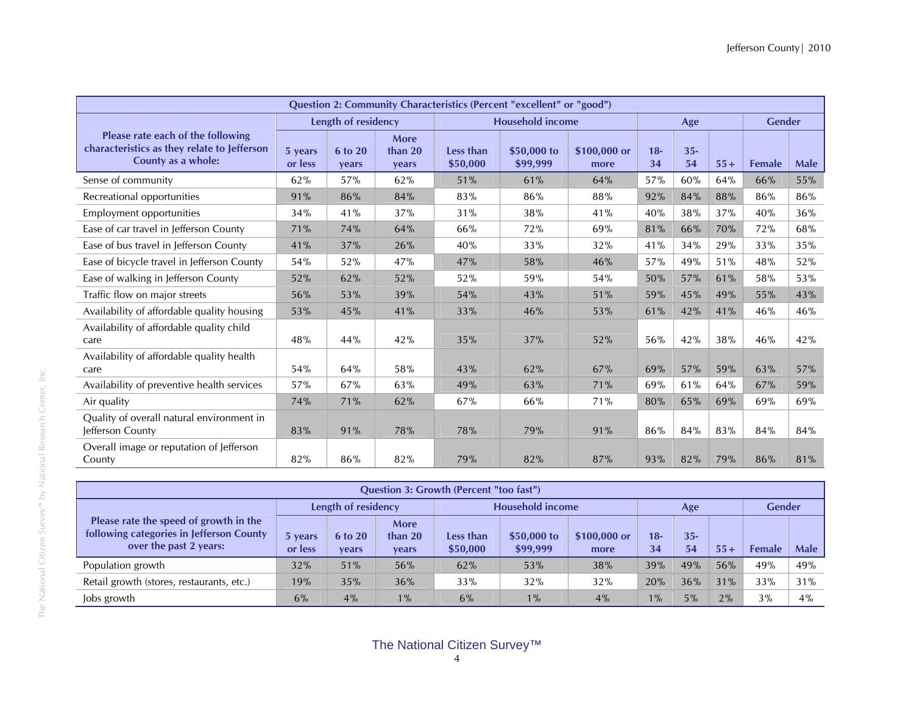| Question 2: Community Characteristics (Percent "excellent" or "good") | | | | | | | | | | | |
|---|---|---|---|---|---|---|---|---|---|---|---|
| Please rate each of the following characteristics as they relate to Jefferson County as a whole: | Length of residency | | | Household income | | | Age | | | Gender | |
| | 5 years or less | 6 to 20 years | More than 20 years | Less than $50,000 | $50,000 to $99,999 | $100,000 or more | 18-34 | 35-54 | 55+ | Female | Male |
| Sense of community | 62% | 57% | 62% | 51% | 61% | 64% | 57% | 60% | 64% | 66% | 55% |
| Recreational opportunities | 91% | 86% | 84% | 83% | 86% | 88% | 92% | 84% | 88% | 86% | 86% |
| Employment opportunities | 34% | 41% | 37% | 31% | 38% | 41% | 40% | 38% | 37% | 40% | 36% |
| Ease of car travel in Jefferson County | 71% | 74% | 64% | 66% | 72% | 69% | 81% | 66% | 70% | 72% | 68% |
| Ease of bus travel in Jefferson County | 41% | 37% | 26% | 40% | 33% | 32% | 41% | 34% | 29% | 33% | 35% |
| Ease of bicycle travel in Jefferson County | 54% | 52% | 47% | 47% | 58% | 46% | 57% | 49% | 51% | 48% | 52% |
| Ease of walking in Jefferson County | 52% | 62% | 52% | 52% | 59% | 54% | 50% | 57% | 61% | 58% | 53% |
| Traffic flow on major streets | 56% | 53% | 39% | 54% | 43% | 51% | 59% | 45% | 49% | 55% | 43% |
| Availability of affordable quality housing | 53% | 45% | 41% | 33% | 46% | 53% | 61% | 42% | 41% | 46% | 46% |
| Availability of affordable quality child care | 48% | 44% | 42% | 35% | 37% | 52% | 56% | 42% | 38% | 46% | 42% |
| Availability of affordable quality health care | 54% | 64% | 58% | 43% | 62% | 67% | 69% | 57% | 59% | 63% | 57% |
| Availability of preventive health services | 57% | 67% | 63% | 49% | 63% | 71% | 69% | 61% | 64% | 67% | 59% |
| Air quality | 74% | 71% | 62% | 67% | 66% | 71% | 80% | 65% | 69% | 69% | 69% |
| Quality of overall natural environment in Jefferson County | 83% | 91% | 78% | 78% | 79% | 91% | 86% | 84% | 83% | 84% | 84% |
| Overall image or reputation of Jefferson County | 82% | 86% | 82% | 79% | 82% | 87% | 93% | 82% | 79% | 86% | 81% |

| Question 3: Growth (Percent "too fast") | | | | | | | | | | | |
|---|---|---|---|---|---|---|---|---|---|---|---|
| Please rate the speed of growth in the following categories in Jefferson County over the past 2 years: | Length of residency | | | Household income | | | Age | | | Gender | |
| | 5 years or less | 6 to 20 years | More than 20 years | Less than $50,000 | $50,000 to $99,999 | $100,000 or more | 18-34 | 35-54 | 55+ | Female | Male |
| Population growth | 32% | 51% | 56% | 62% | 53% | 38% | 39% | 49% | 56% | 49% | 49% |
| Retail growth (stores, restaurants, etc.) | 19% | 35% | 36% | 33% | 32% | 32% | 20% | 36% | 31% | 33% | 31% |
| Jobs growth | 6% | 4% | 1% | 6% | 1% | 4% | 1% | 5% | 2% | 3% | 4% |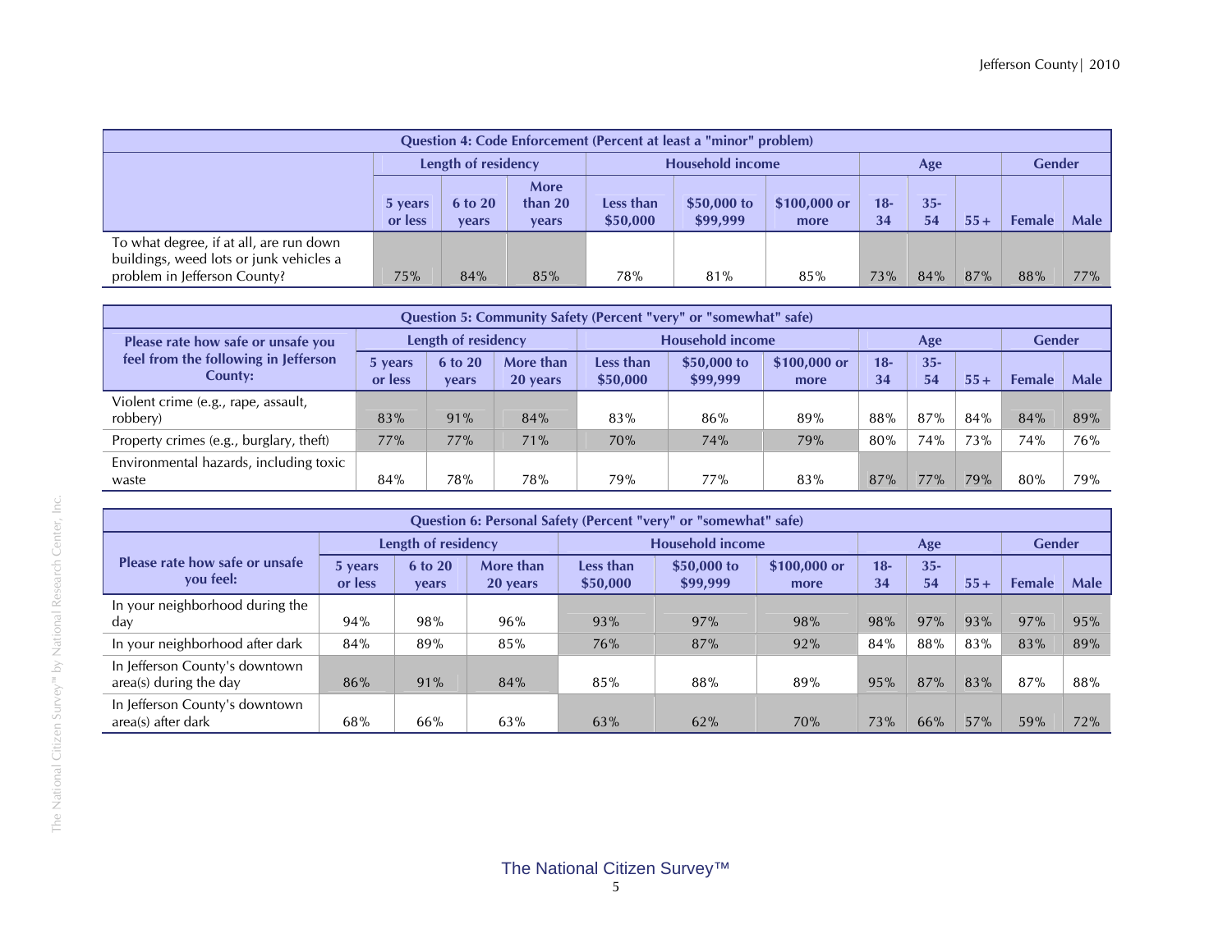| Question 4: Code Enforcement (Percent at least a "minor" problem) | | | | | | | | | | | |
|---|---|---|---|---|---|---|---|---|---|---|---|
| | Length of residency | | | Household income | | | Age | | | Gender | |
| | 5 years or less | 6 to 20 years | More than 20 years | Less than $50,000 | $50,000 to $99,999 | $100,000 or more | 18-34 | 35-54 | 55+ | Female | Male |
| To what degree, if at all, are run down buildings, weed lots or junk vehicles a problem in Jefferson County? | 75% | 84% | 85% | 78% | 81% | 85% | 73% | 84% | 87% | 88% | 77% |

| Question 5: Community Safety (Percent "very" or "somewhat" safe) | | | | | | | | | | | |
|---|---|---|---|---|---|---|---|---|---|---|---|
| Please rate how safe or unsafe you feel from the following in Jefferson County: | Length of residency | | | Household income | | | Age | | | Gender | |
| | 5 years or less | 6 to 20 years | More than 20 years | Less than $50,000 | $50,000 to $99,999 | $100,000 or more | 18-34 | 35-54 | 55+ | Female | Male |
| Violent crime (e.g., rape, assault, robbery) | 83% | 91% | 84% | 83% | 86% | 89% | 88% | 87% | 84% | 84% | 89% |
| Property crimes (e.g., burglary, theft) | 77% | 77% | 71% | 70% | 74% | 79% | 80% | 74% | 73% | 74% | 76% |
| Environmental hazards, including toxic waste | 84% | 78% | 78% | 79% | 77% | 83% | 87% | 77% | 79% | 80% | 79% |

| Question 6: Personal Safety (Percent "very" or "somewhat" safe) | | | | | | | | | | | |
|---|---|---|---|---|---|---|---|---|---|---|---|
| Please rate how safe or unsafe you feel: | Length of residency | | | Household income | | | Age | | | Gender | |
| | 5 years or less | 6 to 20 years | More than 20 years | Less than $50,000 | $50,000 to $99,999 | $100,000 or more | 18-34 | 35-54 | 55+ | Female | Male |
| In your neighborhood during the day | 94% | 98% | 96% | 93% | 97% | 98% | 98% | 97% | 93% | 97% | 95% |
| In your neighborhood after dark | 84% | 89% | 85% | 76% | 87% | 92% | 84% | 88% | 83% | 83% | 89% |
| In Jefferson County's downtown area(s) during the day | 86% | 91% | 84% | 85% | 88% | 89% | 95% | 87% | 83% | 87% | 88% |
| In Jefferson County's downtown area(s) after dark | 68% | 66% | 63% | 63% | 62% | 70% | 73% | 66% | 57% | 59% | 72% |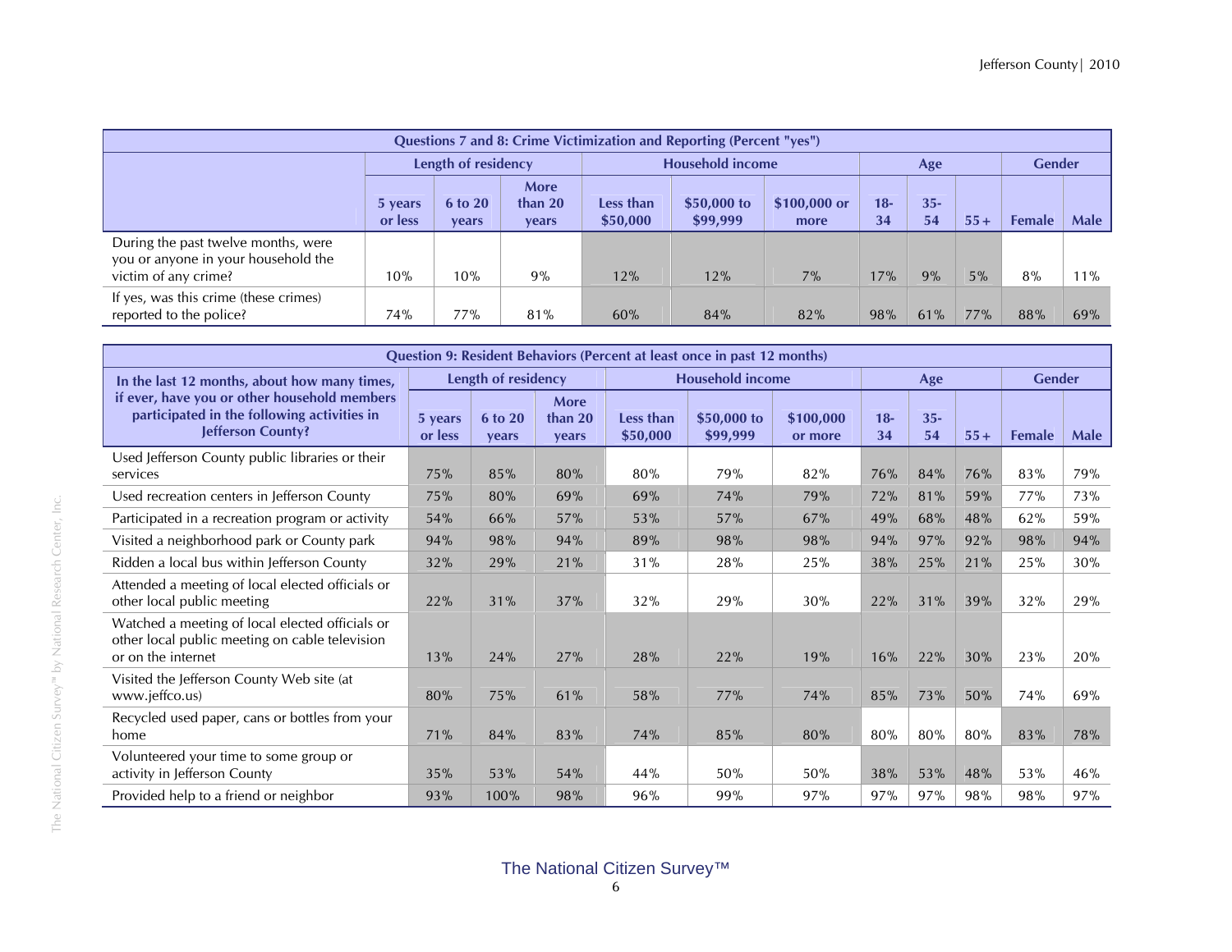| Questions 7 and 8: Crime Victimization and Reporting (Percent "yes") | | | | | | | | | | | |
|---|---|---|---|---|---|---|---|---|---|---|---|
| | Length of residency | | | Household income | | | Age | | | Gender | |
| | 5 years or less | 6 to 20 years | More than 20 years | Less than $50,000 | $50,000 to $99,999 | $100,000 or more | 18-34 | 35-54 | 55+ | Female | Male |
| During the past twelve months, were you or anyone in your household the victim of any crime? | 10% | 10% | 9% | 12% | 12% | 7% | 17% | 9% | 5% | 8% | 11% |
| If yes, was this crime (these crimes) reported to the police? | 74% | 77% | 81% | 60% | 84% | 82% | 98% | 61% | 77% | 88% | 69% |

| Question 9: Resident Behaviors (Percent at least once in past 12 months) | | | | | | | | | | | |
|---|---|---|---|---|---|---|---|---|---|---|---|
| In the last 12 months, about how many times, if ever, have you or other household members participated in the following activities in Jefferson County? | Length of residency | | | Household income | | | Age | | | Gender | |
| | 5 years or less | 6 to 20 years | More than 20 years | Less than $50,000 | $50,000 to $99,999 | $100,000 or more | 18-34 | 35-54 | 55+ | Female | Male |
| Used Jefferson County public libraries or their services | 75% | 85% | 80% | 80% | 79% | 82% | 76% | 84% | 76% | 83% | 79% |
| Used recreation centers in Jefferson County | 75% | 80% | 69% | 69% | 74% | 79% | 72% | 81% | 59% | 77% | 73% |
| Participated in a recreation program or activity | 54% | 66% | 57% | 53% | 57% | 67% | 49% | 68% | 48% | 62% | 59% |
| Visited a neighborhood park or County park | 94% | 98% | 94% | 89% | 98% | 98% | 94% | 97% | 92% | 98% | 94% |
| Ridden a local bus within Jefferson County | 32% | 29% | 21% | 31% | 28% | 25% | 38% | 25% | 21% | 25% | 30% |
| Attended a meeting of local elected officials or other local public meeting | 22% | 31% | 37% | 32% | 29% | 30% | 22% | 31% | 39% | 32% | 29% |
| Watched a meeting of local elected officials or other local public meeting on cable television or on the internet | 13% | 24% | 27% | 28% | 22% | 19% | 16% | 22% | 30% | 23% | 20% |
| Visited the Jefferson County Web site (at www.jeffco.us) | 80% | 75% | 61% | 58% | 77% | 74% | 85% | 73% | 50% | 74% | 69% |
| Recycled used paper, cans or bottles from your home | 71% | 84% | 83% | 74% | 85% | 80% | 80% | 80% | 80% | 83% | 78% |
| Volunteered your time to some group or activity in Jefferson County | 35% | 53% | 54% | 44% | 50% | 50% | 38% | 53% | 48% | 53% | 46% |
| Provided help to a friend or neighbor | 93% | 100% | 98% | 96% | 99% | 97% | 97% | 97% | 98% | 98% | 97% |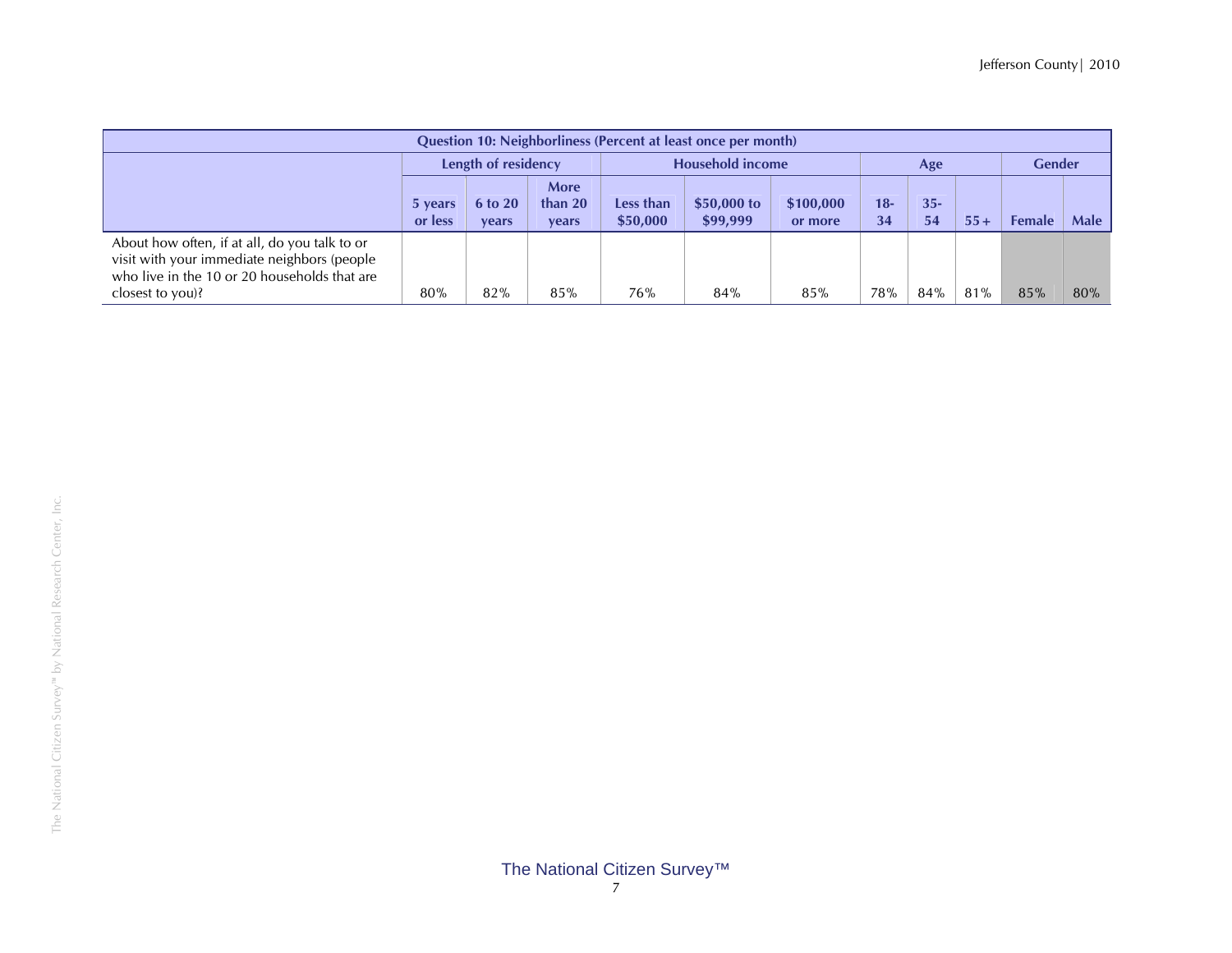| Question 10: Neighborliness (Percent at least once per month) | | | | | | | | | | | |
|---|---|---|---|---|---|---|---|---|---|---|---|
| | Length of residency | | | Household income | | | Age | | | Gender | |
| | 5 years or less | 6 to 20 years | More than 20 years | Less than $50,000 | $50,000 to $99,999 | $100,000 or more | 18-34 | 35-54 | 55+ | Female | Male |
| About how often, if at all, do you talk to or visit with your immediate neighbors (people who live in the 10 or 20 households that are closest to you)? | 80% | 82% | 85% | 76% | 84% | 85% | 78% | 84% | 81% | 85% | 80% |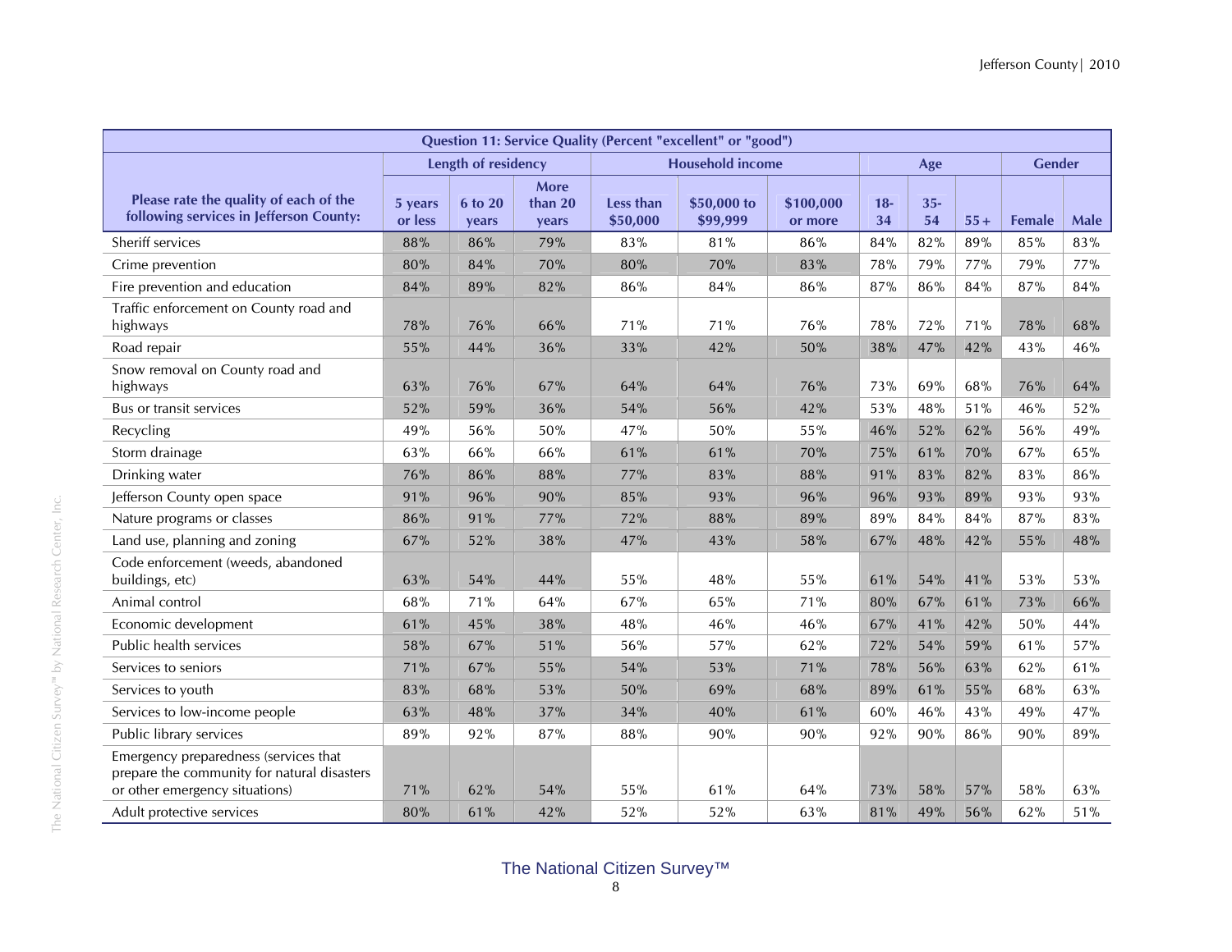| Question 11: Service Quality (Percent "excellent" or "good") | | | | | | | | | | | |
|---|---|---|---|---|---|---|---|---|---|---|---|
| | Length of residency | | | Household income | | | Age | | | Gender | |
| Please rate the quality of each of the following services in Jefferson County: | 5 years or less | 6 to 20 years | More than 20 years | Less than $50,000 | $50,000 to $99,999 | $100,000 or more | 18-34 | 35-54 | 55+ | Female | Male |
| Sheriff services | 88% | 86% | 79% | 83% | 81% | 86% | 84% | 82% | 89% | 85% | 83% |
| Crime prevention | 80% | 84% | 70% | 80% | 70% | 83% | 78% | 79% | 77% | 79% | 77% |
| Fire prevention and education | 84% | 89% | 82% | 86% | 84% | 86% | 87% | 86% | 84% | 87% | 84% |
| Traffic enforcement on County road and highways | 78% | 76% | 66% | 71% | 71% | 76% | 78% | 72% | 71% | 78% | 68% |
| Road repair | 55% | 44% | 36% | 33% | 42% | 50% | 38% | 47% | 42% | 43% | 46% |
| Snow removal on County road and highways | 63% | 76% | 67% | 64% | 64% | 76% | 73% | 69% | 68% | 76% | 64% |
| Bus or transit services | 52% | 59% | 36% | 54% | 56% | 42% | 53% | 48% | 51% | 46% | 52% |
| Recycling | 49% | 56% | 50% | 47% | 50% | 55% | 46% | 52% | 62% | 56% | 49% |
| Storm drainage | 63% | 66% | 66% | 61% | 61% | 70% | 75% | 61% | 70% | 67% | 65% |
| Drinking water | 76% | 86% | 88% | 77% | 83% | 88% | 91% | 83% | 82% | 83% | 86% |
| Jefferson County open space | 91% | 96% | 90% | 85% | 93% | 96% | 96% | 93% | 89% | 93% | 93% |
| Nature programs or classes | 86% | 91% | 77% | 72% | 88% | 89% | 89% | 84% | 84% | 87% | 83% |
| Land use, planning and zoning | 67% | 52% | 38% | 47% | 43% | 58% | 67% | 48% | 42% | 55% | 48% |
| Code enforcement (weeds, abandoned buildings, etc) | 63% | 54% | 44% | 55% | 48% | 55% | 61% | 54% | 41% | 53% | 53% |
| Animal control | 68% | 71% | 64% | 67% | 65% | 71% | 80% | 67% | 61% | 73% | 66% |
| Economic development | 61% | 45% | 38% | 48% | 46% | 46% | 67% | 41% | 42% | 50% | 44% |
| Public health services | 58% | 67% | 51% | 56% | 57% | 62% | 72% | 54% | 59% | 61% | 57% |
| Services to seniors | 71% | 67% | 55% | 54% | 53% | 71% | 78% | 56% | 63% | 62% | 61% |
| Services to youth | 83% | 68% | 53% | 50% | 69% | 68% | 89% | 61% | 55% | 68% | 63% |
| Services to low-income people | 63% | 48% | 37% | 34% | 40% | 61% | 60% | 46% | 43% | 49% | 47% |
| Public library services | 89% | 92% | 87% | 88% | 90% | 90% | 92% | 90% | 86% | 90% | 89% |
| Emergency preparedness (services that prepare the community for natural disasters or other emergency situations) | 71% | 62% | 54% | 55% | 61% | 64% | 73% | 58% | 57% | 58% | 63% |
| Adult protective services | 80% | 61% | 42% | 52% | 52% | 63% | 81% | 49% | 56% | 62% | 51% |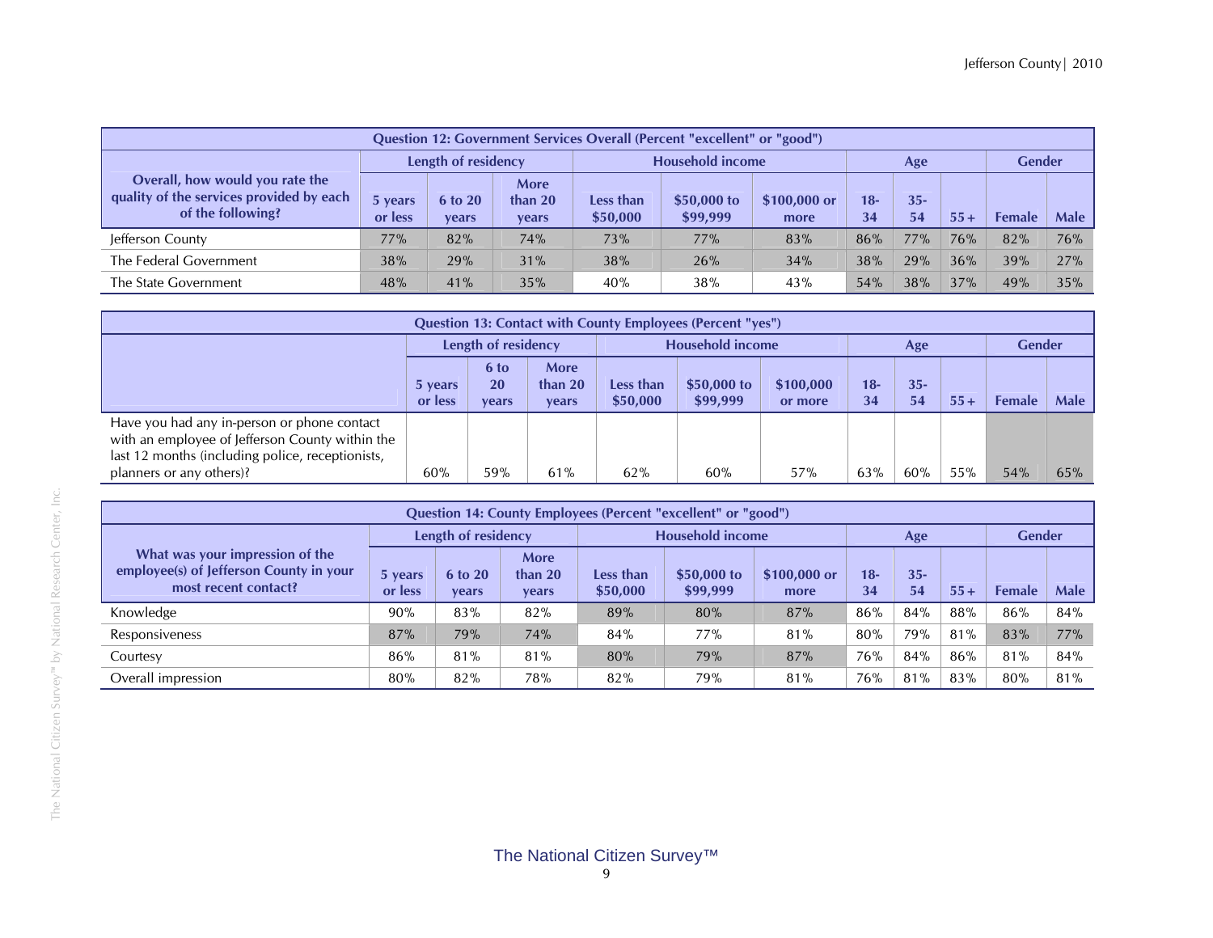| Question 12: Government Services Overall (Percent "excellent" or "good") | | | | | | | | | | | |
|---|---|---|---|---|---|---|---|---|---|---|---|
| Overall, how would you rate the quality of the services provided by each of the following? | Length of residency | | | Household income | | | Age | | | Gender | |
| | 5 years or less | 6 to 20 years | More than 20 years | Less than $50,000 | $50,000 to $99,999 | $100,000 or more | 18-34 | 35-54 | 55+ | Female | Male |
| Jefferson County | 77% | 82% | 74% | 73% | 77% | 83% | 86% | 77% | 76% | 82% | 76% |
| The Federal Government | 38% | 29% | 31% | 38% | 26% | 34% | 38% | 29% | 36% | 39% | 27% |
| The State Government | 48% | 41% | 35% | 40% | 38% | 43% | 54% | 38% | 37% | 49% | 35% |

| Question 13: Contact with County Employees (Percent "yes") | | | | | | | | | | | |
|---|---|---|---|---|---|---|---|---|---|---|---|
| | Length of residency | | | Household income | | | Age | | | Gender | |
| | 5 years or less | 6 to 20 years | More than 20 years | Less than $50,000 | $50,000 to $99,999 | $100,000 or more | 18-34 | 35-54 | 55+ | Female | Male |
| Have you had any in-person or phone contact with an employee of Jefferson County within the last 12 months (including police, receptionists, planners or any others)? | 60% | 59% | 61% | 62% | 60% | 57% | 63% | 60% | 55% | 54% | 65% |

| Question 14: County Employees (Percent "excellent" or "good") | | | | | | | | | | | |
|---|---|---|---|---|---|---|---|---|---|---|---|
| What was your impression of the employee(s) of Jefferson County in your most recent contact? | Length of residency | | | Household income | | | Age | | | Gender | |
| | 5 years or less | 6 to 20 years | More than 20 years | Less than $50,000 | $50,000 to $99,999 | $100,000 or more | 18-34 | 35-54 | 55+ | Female | Male |
| Knowledge | 90% | 83% | 82% | 89% | 80% | 87% | 86% | 84% | 88% | 86% | 84% |
| Responsiveness | 87% | 79% | 74% | 84% | 77% | 81% | 80% | 79% | 81% | 83% | 77% |
| Courtesy | 86% | 81% | 81% | 80% | 79% | 87% | 76% | 84% | 86% | 81% | 84% |
| Overall impression | 80% | 82% | 78% | 82% | 79% | 81% | 76% | 81% | 83% | 80% | 81% |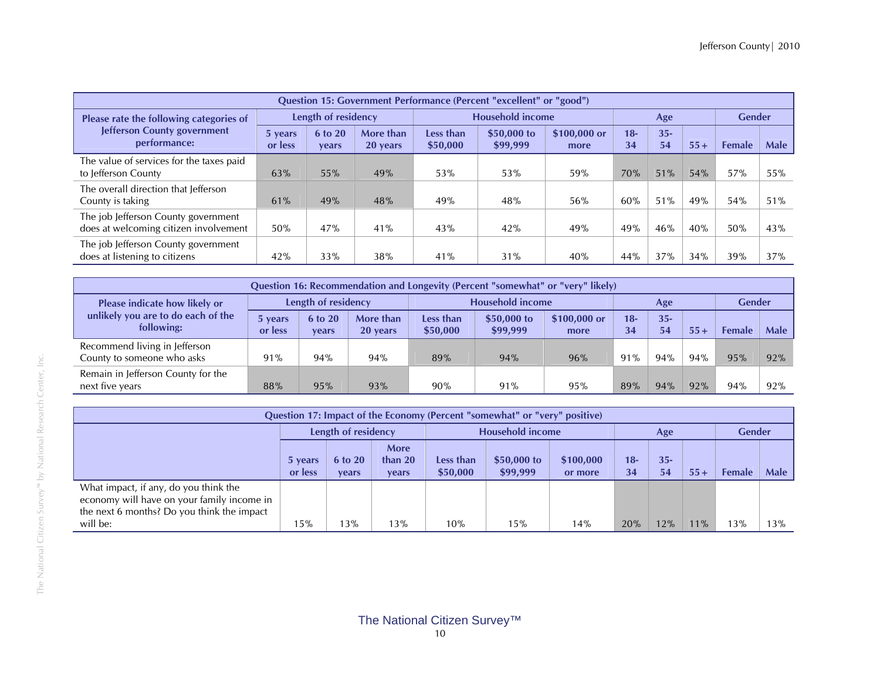| Question 15: Government Performance (Percent "excellent" or "good") | | | | | | | | | | | |
|---|---|---|---|---|---|---|---|---|---|---|---|
| Please rate the following categories of Jefferson County government performance: | Length of residency | | | Household income | | | Age | | | Gender | |
| | 5 years or less | 6 to 20 years | More than 20 years | Less than $50,000 | $50,000 to $99,999 | $100,000 or more | 18-34 | 35-54 | 55+ | Female | Male |
| The value of services for the taxes paid to Jefferson County | 63% | 55% | 49% | 53% | 53% | 59% | 70% | 51% | 54% | 57% | 55% |
| The overall direction that Jefferson County is taking | 61% | 49% | 48% | 49% | 48% | 56% | 60% | 51% | 49% | 54% | 51% |
| The job Jefferson County government does at welcoming citizen involvement | 50% | 47% | 41% | 43% | 42% | 49% | 49% | 46% | 40% | 50% | 43% |
| The job Jefferson County government does at listening to citizens | 42% | 33% | 38% | 41% | 31% | 40% | 44% | 37% | 34% | 39% | 37% |

| Question 16: Recommendation and Longevity (Percent "somewhat" or "very" likely) | | | | | | | | | | | |
|---|---|---|---|---|---|---|---|---|---|---|---|
| Please indicate how likely or unlikely you are to do each of the following: | Length of residency | | | Household income | | | Age | | | Gender | |
| | 5 years or less | 6 to 20 years | More than 20 years | Less than $50,000 | $50,000 to $99,999 | $100,000 or more | 18-34 | 35-54 | 55+ | Female | Male |
| Recommend living in Jefferson County to someone who asks | 91% | 94% | 94% | 89% | 94% | 96% | 91% | 94% | 94% | 95% | 92% |
| Remain in Jefferson County for the next five years | 88% | 95% | 93% | 90% | 91% | 95% | 89% | 94% | 92% | 94% | 92% |

| Question 17: Impact of the Economy (Percent "somewhat" or "very" positive) | | | | | | | | | | | |
|---|---|---|---|---|---|---|---|---|---|---|---|
| | Length of residency | | | Household income | | | Age | | | Gender | |
| | 5 years or less | 6 to 20 years | More than 20 years | Less than $50,000 | $50,000 to $99,999 | $100,000 or more | 18-34 | 35-54 | 55+ | Female | Male |
| What impact, if any, do you think the economy will have on your family income in the next 6 months? Do you think the impact will be: | 15% | 13% | 13% | 10% | 15% | 14% | 20% | 12% | 11% | 13% | 13% |